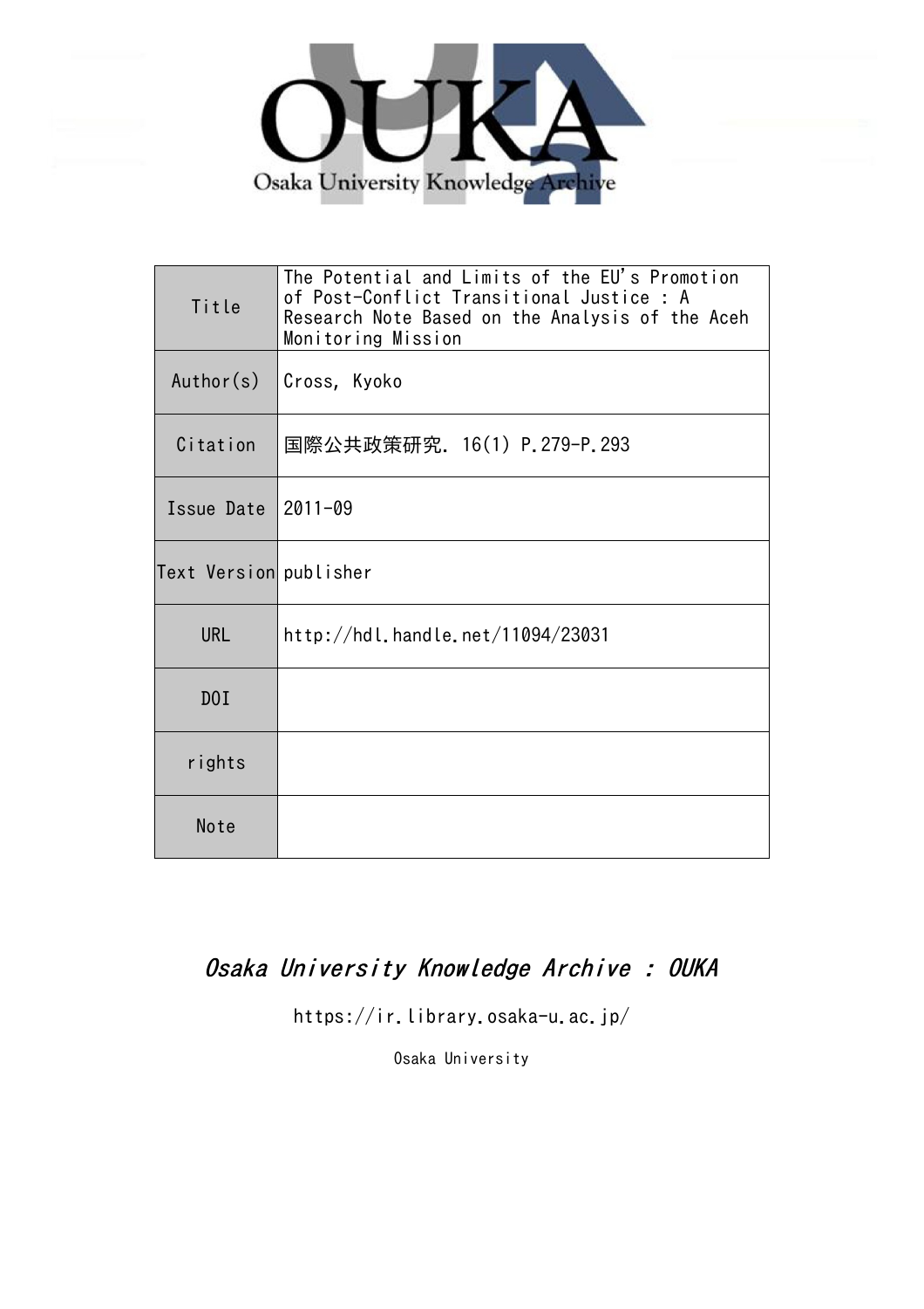Osaka University Knowledge Archive

| Title | The Potential and Limits of the EU's Promotion of Post-Conflict Transitional Justice : A Research Note Based on the Analysis of the Aceh Monitoring Mission |
|---|---|
| Author(s) | Cross, Kyoko |
| Citation | 国際公共政策研究. 16(1) P.279-P.293 |
| Issue Date | 2011-09 |
| Text Version | publisher |
| URL | http://hdl.handle.net/11094/23031 |
| DOI | |
| rights | |
| Note | |

*Osaka University Knowledge Archive : OUKA*

https://ir.library.osaka-u.ac.jp/

Osaka University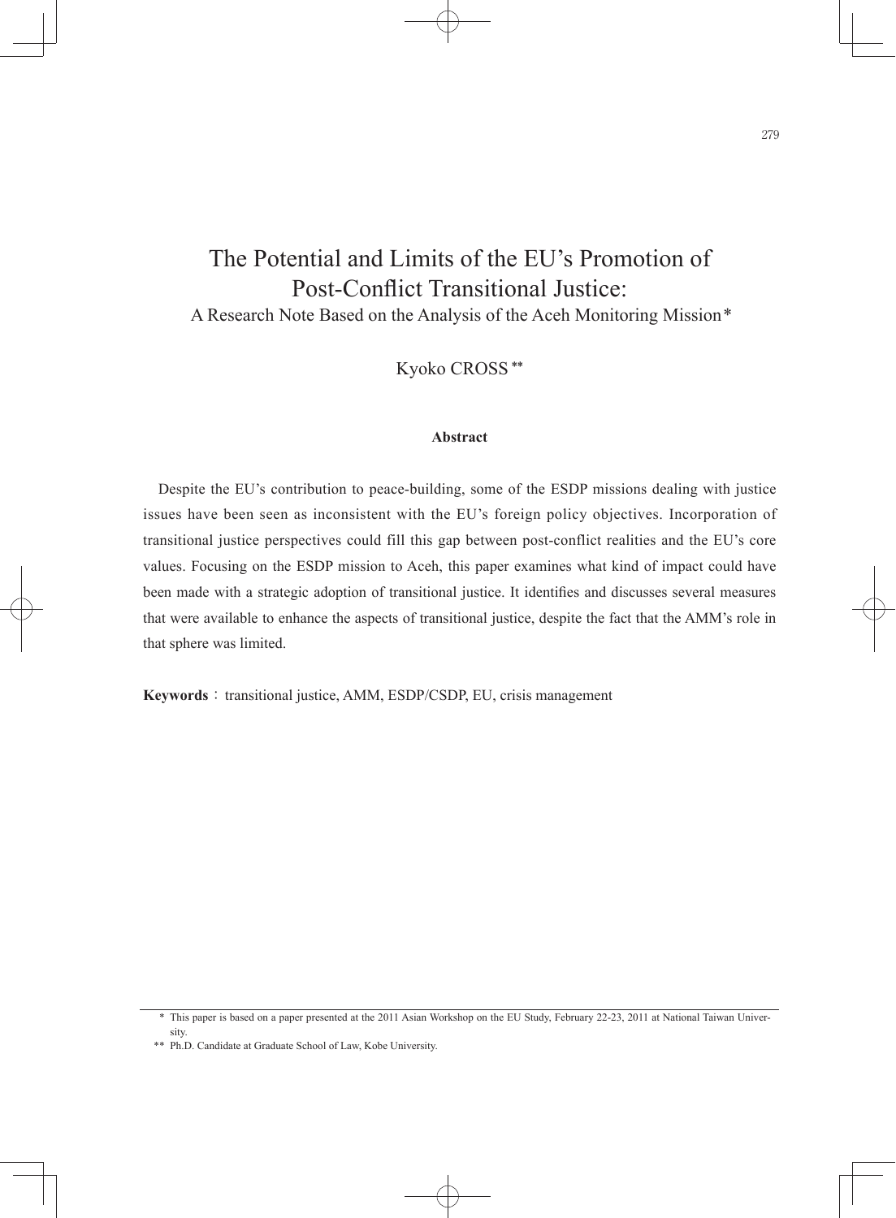# The Potential and Limits of the EU's Promotion of Post-Conflict Transitional Justice:

A Research Note Based on the Analysis of the Aceh Monitoring Mission*

Kyoko CROSS**

**Abstract**

Despite the EU's contribution to peace-building, some of the ESDP missions dealing with justice issues have been seen as inconsistent with the EU's foreign policy objectives. Incorporation of transitional justice perspectives could fill this gap between post-conflict realities and the EU's core values. Focusing on the ESDP mission to Aceh, this paper examines what kind of impact could have been made with a strategic adoption of transitional justice. It identifies and discusses several measures that were available to enhance the aspects of transitional justice, despite the fact that the AMM's role in that sphere was limited.

**Keywords**： transitional justice, AMM, ESDP/CSDP, EU, crisis management

---

\* This paper is based on a paper presented at the 2011 Asian Workshop on the EU Study, February 22-23, 2011 at National Taiwan University.

\** Ph.D. Candidate at Graduate School of Law, Kobe University.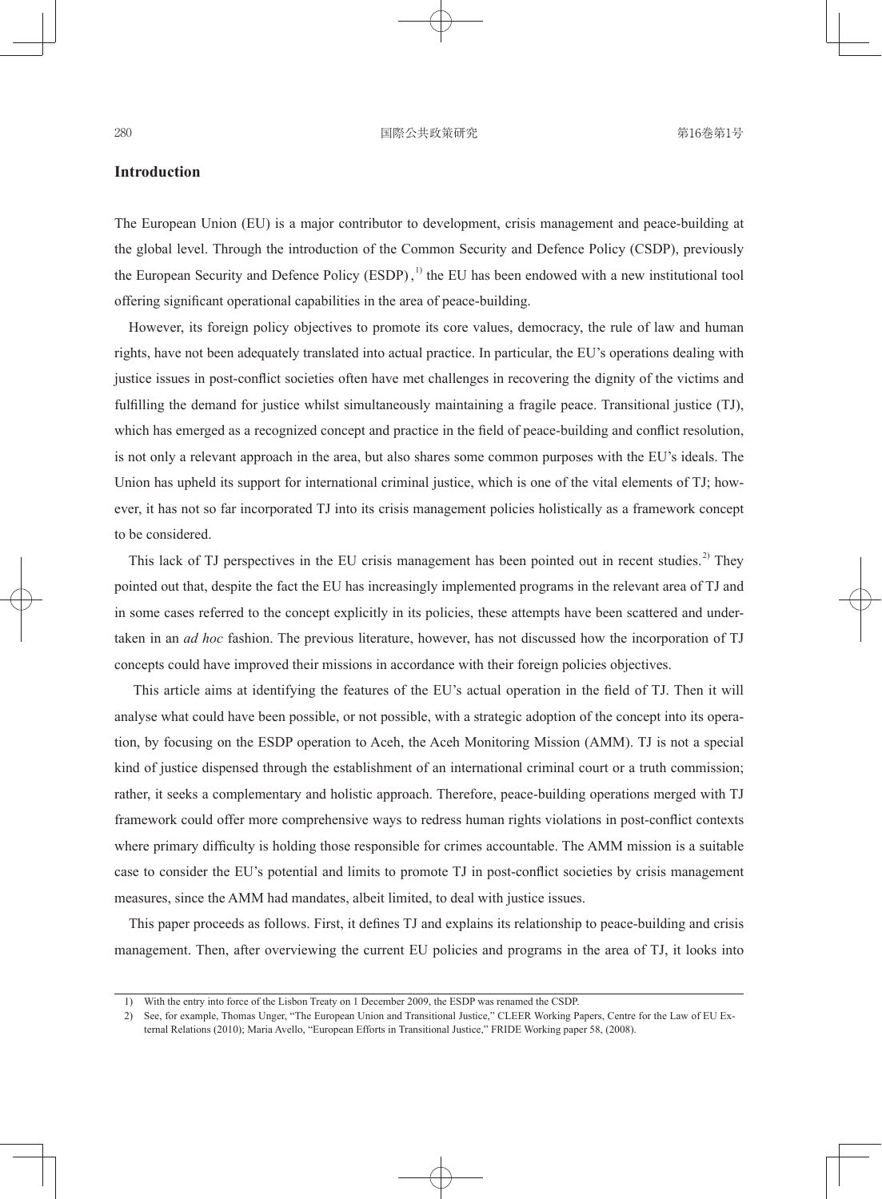## Introduction

The European Union (EU) is a major contributor to development, crisis management and peace-building at the global level. Through the introduction of the Common Security and Defence Policy (CSDP), previously the European Security and Defence Policy (ESDP),[1] the EU has been endowed with a new institutional tool offering significant operational capabilities in the area of peace-building.

However, its foreign policy objectives to promote its core values, democracy, the rule of law and human rights, have not been adequately translated into actual practice. In particular, the EU's operations dealing with justice issues in post-conflict societies often have met challenges in recovering the dignity of the victims and fulfilling the demand for justice whilst simultaneously maintaining a fragile peace. Transitional justice (TJ), which has emerged as a recognized concept and practice in the field of peace-building and conflict resolution, is not only a relevant approach in the area, but also shares some common purposes with the EU's ideals. The Union has upheld its support for international criminal justice, which is one of the vital elements of TJ; however, it has not so far incorporated TJ into its crisis management policies holistically as a framework concept to be considered.

This lack of TJ perspectives in the EU crisis management has been pointed out in recent studies.[2] They pointed out that, despite the fact the EU has increasingly implemented programs in the relevant area of TJ and in some cases referred to the concept explicitly in its policies, these attempts have been scattered and undertaken in an *ad hoc* fashion. The previous literature, however, has not discussed how the incorporation of TJ concepts could have improved their missions in accordance with their foreign policies objectives.

This article aims at identifying the features of the EU's actual operation in the field of TJ. Then it will analyse what could have been possible, or not possible, with a strategic adoption of the concept into its operation, by focusing on the ESDP operation to Aceh, the Aceh Monitoring Mission (AMM). TJ is not a special kind of justice dispensed through the establishment of an international criminal court or a truth commission; rather, it seeks a complementary and holistic approach. Therefore, peace-building operations merged with TJ framework could offer more comprehensive ways to redress human rights violations in post-conflict contexts where primary difficulty is holding those responsible for crimes accountable. The AMM mission is a suitable case to consider the EU's potential and limits to promote TJ in post-conflict societies by crisis management measures, since the AMM had mandates, albeit limited, to deal with justice issues.

This paper proceeds as follows. First, it defines TJ and explains its relationship to peace-building and crisis management. Then, after overviewing the current EU policies and programs in the area of TJ, it looks into

---

1) With the entry into force of the Lisbon Treaty on 1 December 2009, the ESDP was renamed the CSDP.

2) See, for example, Thomas Unger, "The European Union and Transitional Justice," CLEER Working Papers, Centre for the Law of EU External Relations (2010); Maria Avello, "European Efforts in Transitional Justice," FRIDE Working paper 58, (2008).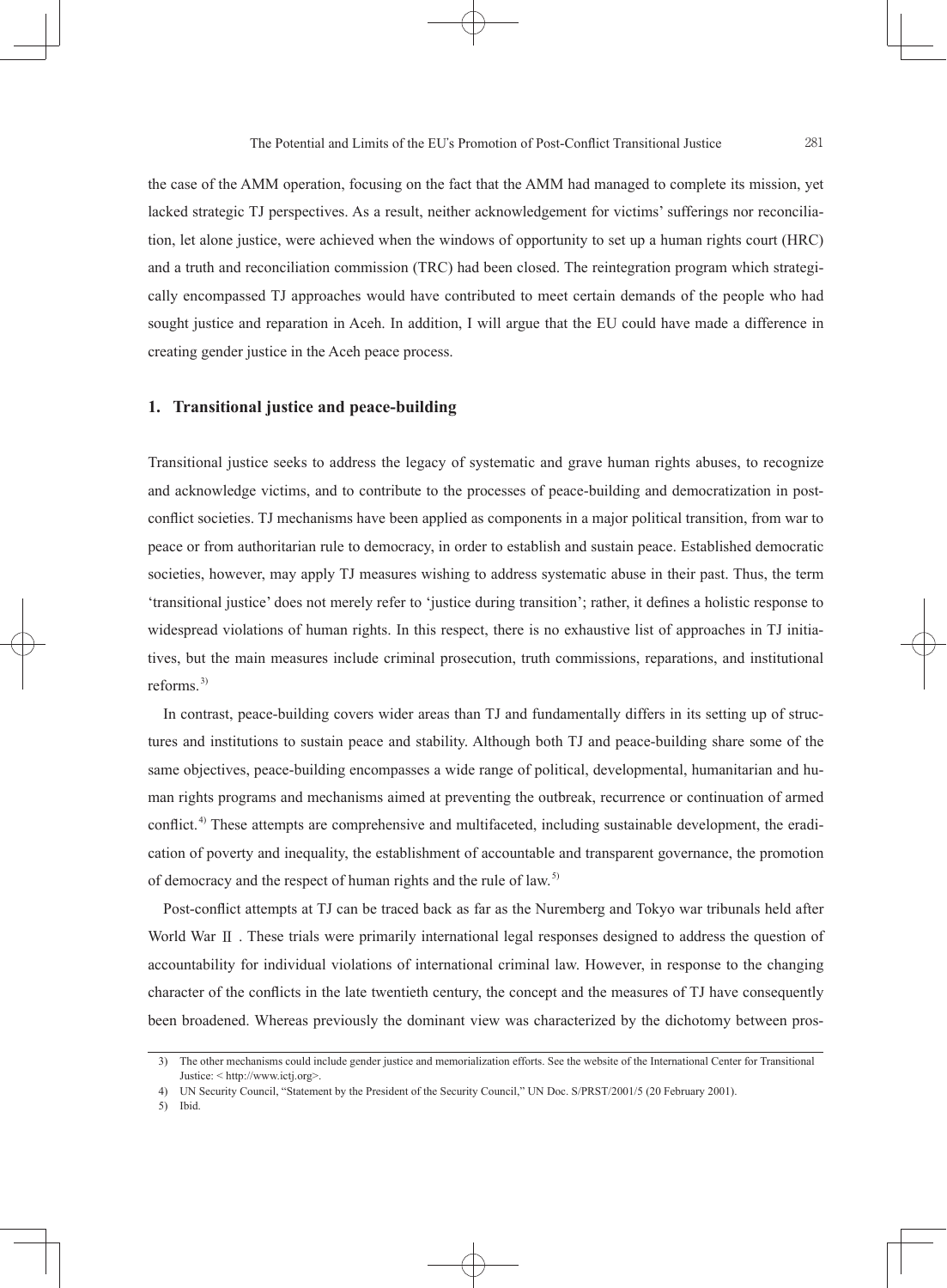the case of the AMM operation, focusing on the fact that the AMM had managed to complete its mission, yet lacked strategic TJ perspectives. As a result, neither acknowledgement for victims' sufferings nor reconciliation, let alone justice, were achieved when the windows of opportunity to set up a human rights court (HRC) and a truth and reconciliation commission (TRC) had been closed. The reintegration program which strategically encompassed TJ approaches would have contributed to meet certain demands of the people who had sought justice and reparation in Aceh. In addition, I will argue that the EU could have made a difference in creating gender justice in the Aceh peace process.

## 1. Transitional justice and peace-building

Transitional justice seeks to address the legacy of systematic and grave human rights abuses, to recognize and acknowledge victims, and to contribute to the processes of peace-building and democratization in post-conflict societies. TJ mechanisms have been applied as components in a major political transition, from war to peace or from authoritarian rule to democracy, in order to establish and sustain peace. Established democratic societies, however, may apply TJ measures wishing to address systematic abuse in their past. Thus, the term 'transitional justice' does not merely refer to 'justice during transition'; rather, it defines a holistic response to widespread violations of human rights. In this respect, there is no exhaustive list of approaches in TJ initiatives, but the main measures include criminal prosecution, truth commissions, reparations, and institutional reforms.[3)]

In contrast, peace-building covers wider areas than TJ and fundamentally differs in its setting up of structures and institutions to sustain peace and stability. Although both TJ and peace-building share some of the same objectives, peace-building encompasses a wide range of political, developmental, humanitarian and human rights programs and mechanisms aimed at preventing the outbreak, recurrence or continuation of armed conflict.[4)] These attempts are comprehensive and multifaceted, including sustainable development, the eradication of poverty and inequality, the establishment of accountable and transparent governance, the promotion of democracy and the respect of human rights and the rule of law.[5)]

Post-conflict attempts at TJ can be traced back as far as the Nuremberg and Tokyo war tribunals held after World War Ⅱ. These trials were primarily international legal responses designed to address the question of accountability for individual violations of international criminal law. However, in response to the changing character of the conflicts in the late twentieth century, the concept and the measures of TJ have consequently been broadened. Whereas previously the dominant view was characterized by the dichotomy between pros-

---

3) The other mechanisms could include gender justice and memorialization efforts. See the website of the International Center for Transitional Justice: < http://www.ictj.org>.

4) UN Security Council, "Statement by the President of the Security Council," UN Doc. S/PRST/2001/5 (20 February 2001).

5) Ibid.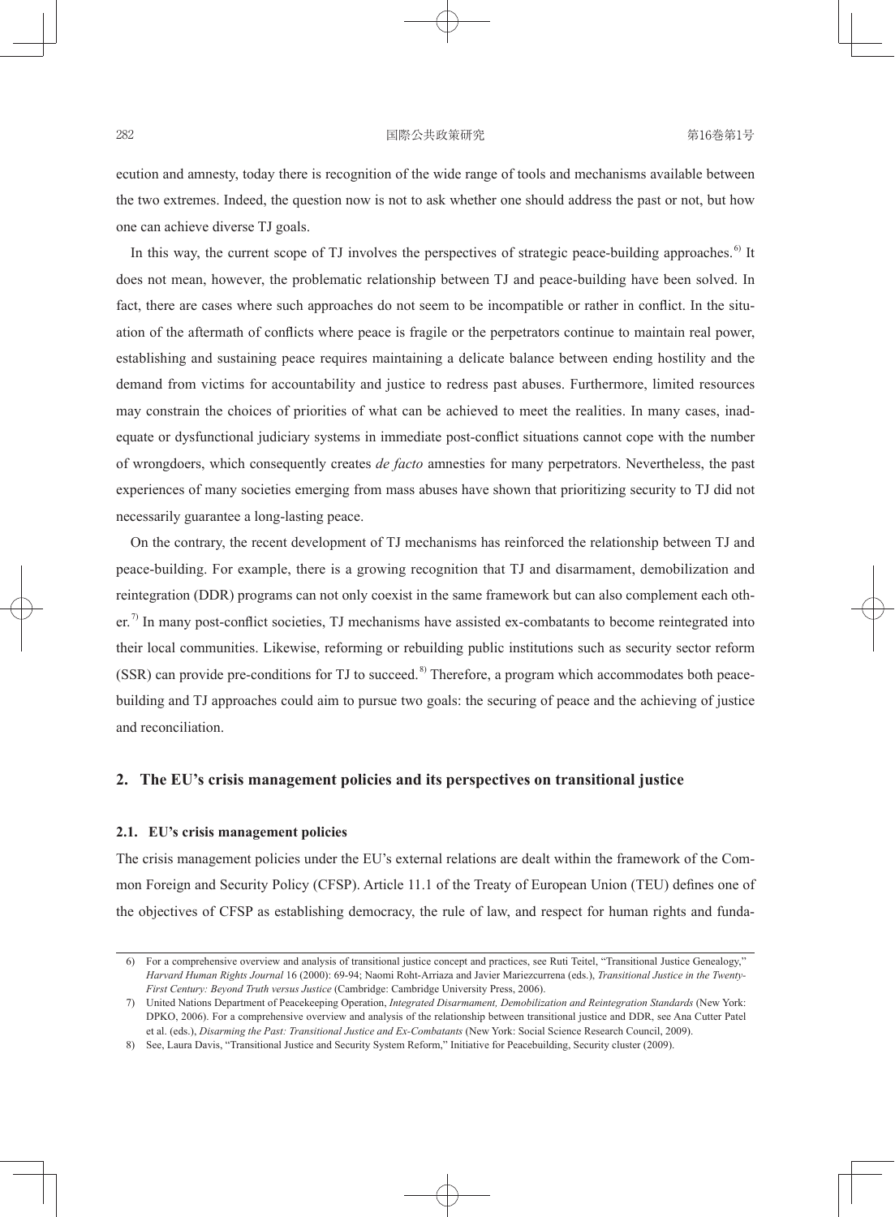ecution and amnesty, today there is recognition of the wide range of tools and mechanisms available between the two extremes. Indeed, the question now is not to ask whether one should address the past or not, but how one can achieve diverse TJ goals.

In this way, the current scope of TJ involves the perspectives of strategic peace-building approaches.[6] It does not mean, however, the problematic relationship between TJ and peace-building have been solved. In fact, there are cases where such approaches do not seem to be incompatible or rather in conflict. In the situation of the aftermath of conflicts where peace is fragile or the perpetrators continue to maintain real power, establishing and sustaining peace requires maintaining a delicate balance between ending hostility and the demand from victims for accountability and justice to redress past abuses. Furthermore, limited resources may constrain the choices of priorities of what can be achieved to meet the realities. In many cases, inadequate or dysfunctional judiciary systems in immediate post-conflict situations cannot cope with the number of wrongdoers, which consequently creates *de facto* amnesties for many perpetrators. Nevertheless, the past experiences of many societies emerging from mass abuses have shown that prioritizing security to TJ did not necessarily guarantee a long-lasting peace.

On the contrary, the recent development of TJ mechanisms has reinforced the relationship between TJ and peace-building. For example, there is a growing recognition that TJ and disarmament, demobilization and reintegration (DDR) programs can not only coexist in the same framework but can also complement each other.[7] In many post-conflict societies, TJ mechanisms have assisted ex-combatants to become reintegrated into their local communities. Likewise, reforming or rebuilding public institutions such as security sector reform (SSR) can provide pre-conditions for TJ to succeed.[8] Therefore, a program which accommodates both peace-building and TJ approaches could aim to pursue two goals: the securing of peace and the achieving of justice and reconciliation.

## 2. The EU's crisis management policies and its perspectives on transitional justice

### 2.1. EU's crisis management policies

The crisis management policies under the EU's external relations are dealt within the framework of the Common Foreign and Security Policy (CFSP). Article 11.1 of the Treaty of European Union (TEU) defines one of the objectives of CFSP as establishing democracy, the rule of law, and respect for human rights and funda-

---

6) For a comprehensive overview and analysis of transitional justice concept and practices, see Ruti Teitel, "Transitional Justice Genealogy," *Harvard Human Rights Journal* 16 (2000): 69-94; Naomi Roht-Arriaza and Javier Mariezcurrena (eds.), *Transitional Justice in the Twenty-First Century: Beyond Truth versus Justice* (Cambridge: Cambridge University Press, 2006).

7) United Nations Department of Peacekeeping Operation, *Integrated Disarmament, Demobilization and Reintegration Standards* (New York: DPKO, 2006). For a comprehensive overview and analysis of the relationship between transitional justice and DDR, see Ana Cutter Patel et al. (eds.), *Disarming the Past: Transitional Justice and Ex-Combatants* (New York: Social Science Research Council, 2009).

8) See, Laura Davis, "Transitional Justice and Security System Reform," Initiative for Peacebuilding, Security cluster (2009).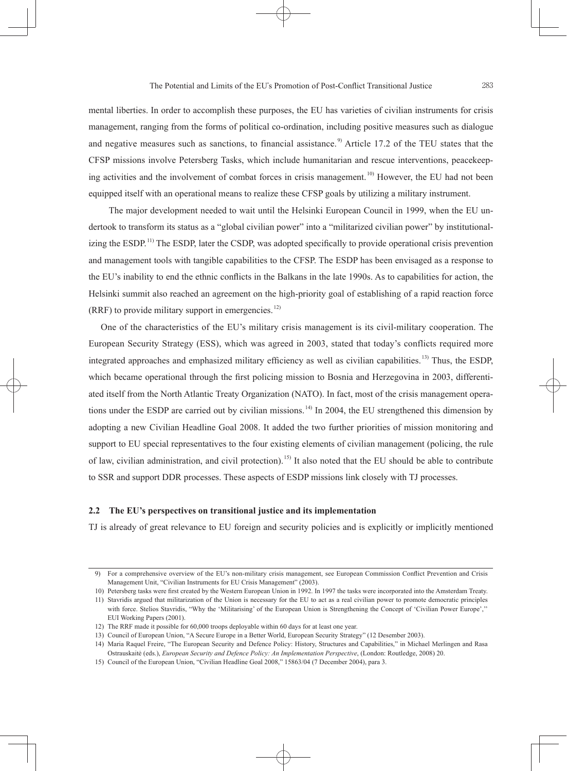mental liberties. In order to accomplish these purposes, the EU has varieties of civilian instruments for crisis management, ranging from the forms of political co-ordination, including positive measures such as dialogue and negative measures such as sanctions, to financial assistance.[9] Article 17.2 of the TEU states that the CFSP missions involve Petersberg Tasks, which include humanitarian and rescue interventions, peacekeeping activities and the involvement of combat forces in crisis management.[10] However, the EU had not been equipped itself with an operational means to realize these CFSP goals by utilizing a military instrument.

The major development needed to wait until the Helsinki European Council in 1999, when the EU undertook to transform its status as a "global civilian power" into a "militarized civilian power" by institutionalizing the ESDP.[11] The ESDP, later the CSDP, was adopted specifically to provide operational crisis prevention and management tools with tangible capabilities to the CFSP. The ESDP has been envisaged as a response to the EU's inability to end the ethnic conflicts in the Balkans in the late 1990s. As to capabilities for action, the Helsinki summit also reached an agreement on the high-priority goal of establishing of a rapid reaction force (RRF) to provide military support in emergencies.[12]

One of the characteristics of the EU's military crisis management is its civil-military cooperation. The European Security Strategy (ESS), which was agreed in 2003, stated that today's conflicts required more integrated approaches and emphasized military efficiency as well as civilian capabilities.[13] Thus, the ESDP, which became operational through the first policing mission to Bosnia and Herzegovina in 2003, differentiated itself from the North Atlantic Treaty Organization (NATO). In fact, most of the crisis management operations under the ESDP are carried out by civilian missions.[14] In 2004, the EU strengthened this dimension by adopting a new Civilian Headline Goal 2008. It added the two further priorities of mission monitoring and support to EU special representatives to the four existing elements of civilian management (policing, the rule of law, civilian administration, and civil protection).[15] It also noted that the EU should be able to contribute to SSR and support DDR processes. These aspects of ESDP missions link closely with TJ processes.

### 2.2 The EU's perspectives on transitional justice and its implementation

TJ is already of great relevance to EU foreign and security policies and is explicitly or implicitly mentioned

---

9) For a comprehensive overview of the EU's non-military crisis management, see European Commission Conflict Prevention and Crisis Management Unit, "Civilian Instruments for EU Crisis Management" (2003).

10) Petersberg tasks were first created by the Western European Union in 1992. In 1997 the tasks were incorporated into the Amsterdam Treaty.

11) Stavridis argued that militarization of the Union is necessary for the EU to act as a real civilian power to promote democratic principles with force. Stelios Stavridis, "Why the 'Militarising' of the European Union is Strengthening the Concept of 'Civilian Power Europe','' EUI Working Papers (2001).

12) The RRF made it possible for 60,000 troops deployable within 60 days for at least one year.

13) Council of European Union, "A Secure Europe in a Better World, European Security Strategy" (12 Desember 2003).

14) Maria Raquel Freire, "The European Security and Defence Policy: History, Structures and Capabilities," in Michael Merlingen and Rasa Ostrauskaitė (eds.), *European Security and Defence Policy: An Implementation Perspective*, (London: Routledge, 2008) 20.

15) Council of the European Union, "Civilian Headline Goal 2008," 15863/04 (7 December 2004), para 3.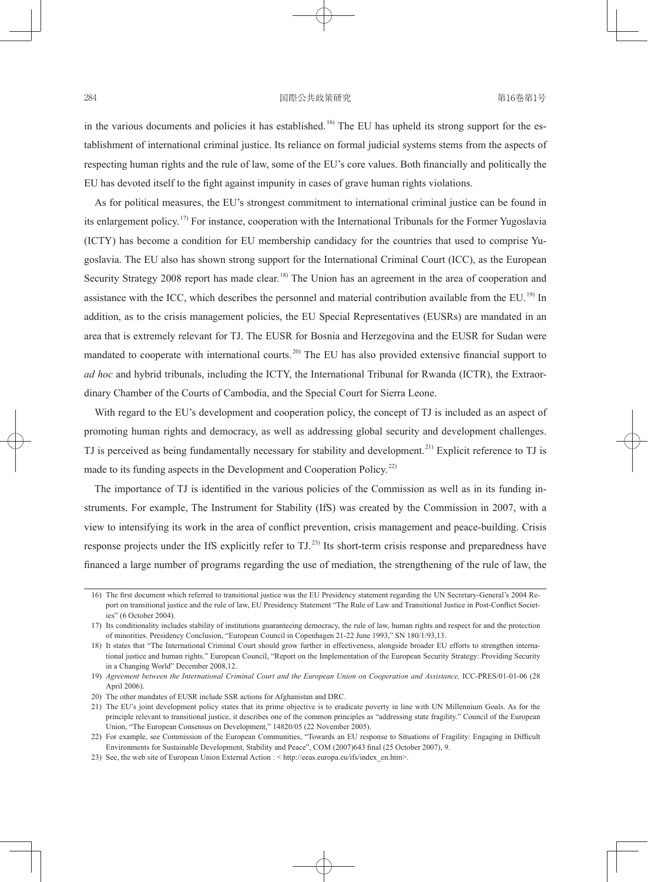in the various documents and policies it has established.[16] The EU has upheld its strong support for the establishment of international criminal justice. Its reliance on formal judicial systems stems from the aspects of respecting human rights and the rule of law, some of the EU's core values. Both financially and politically the EU has devoted itself to the fight against impunity in cases of grave human rights violations.

As for political measures, the EU's strongest commitment to international criminal justice can be found in its enlargement policy.[17] For instance, cooperation with the International Tribunals for the Former Yugoslavia (ICTY) has become a condition for EU membership candidacy for the countries that used to comprise Yugoslavia. The EU also has shown strong support for the International Criminal Court (ICC), as the European Security Strategy 2008 report has made clear.[18] The Union has an agreement in the area of cooperation and assistance with the ICC, which describes the personnel and material contribution available from the EU.[19] In addition, as to the crisis management policies, the EU Special Representatives (EUSRs) are mandated in an area that is extremely relevant for TJ. The EUSR for Bosnia and Herzegovina and the EUSR for Sudan were mandated to cooperate with international courts.[20] The EU has also provided extensive financial support to *ad hoc* and hybrid tribunals, including the ICTY, the International Tribunal for Rwanda (ICTR), the Extraordinary Chamber of the Courts of Cambodia, and the Special Court for Sierra Leone.

With regard to the EU's development and cooperation policy, the concept of TJ is included as an aspect of promoting human rights and democracy, as well as addressing global security and development challenges. TJ is perceived as being fundamentally necessary for stability and development.[21] Explicit reference to TJ is made to its funding aspects in the Development and Cooperation Policy.[22]

The importance of TJ is identified in the various policies of the Commission as well as in its funding instruments. For example, The Instrument for Stability (IfS) was created by the Commission in 2007, with a view to intensifying its work in the area of conflict prevention, crisis management and peace-building. Crisis response projects under the IfS explicitly refer to TJ.[23] Its short-term crisis response and preparedness have financed a large number of programs regarding the use of mediation, the strengthening of the rule of law, the

---

16) The first document which referred to transitional justice was the EU Presidency statement regarding the UN Secretary-General's 2004 Report on transitional justice and the rule of law, EU Presidency Statement "The Rule of Law and Transitional Justice in Post-Conflict Societies" (6 October 2004).

17) Its conditionality includes stability of institutions guaranteeing democracy, the rule of law, human rights and respect for and the protection of minorities. Presidency Conclusion, "European Council in Copenhagen 21-22 June 1993," SN 180/1/93,13.

18) It states that "The International Criminal Court should grow further in effectiveness, alongside broader EU efforts to strengthen international justice and human rights." European Council, "Report on the Implementation of the European Security Strategy: Providing Security in a Changing World" December 2008,12.

19) *Agreement between the International Criminal Court and the European Union on Cooperation and Assistance,* ICC-PRES/01-01-06 (28 April 2006).

20) The other mandates of EUSR include SSR actions for Afghanistan and DRC.

21) The EU's joint development policy states that its prime objective is to eradicate poverty in line with UN Millennium Goals. As for the principle relevant to transitional justice, it describes one of the common principles as "addressing state fragility." Council of the European Union, "The European Consensus on Development," 14820/05 (22 November 2005).

22) For example, see Commission of the European Communities, "Towards an EU response to Situations of Fragility: Engaging in Difficult Environments for Sustainable Development, Stability and Peace", COM (2007)643 final (25 October 2007), 9.

23) See, the web site of European Union External Action : < http://eeas.europa.eu/ifs/index_en.htm>.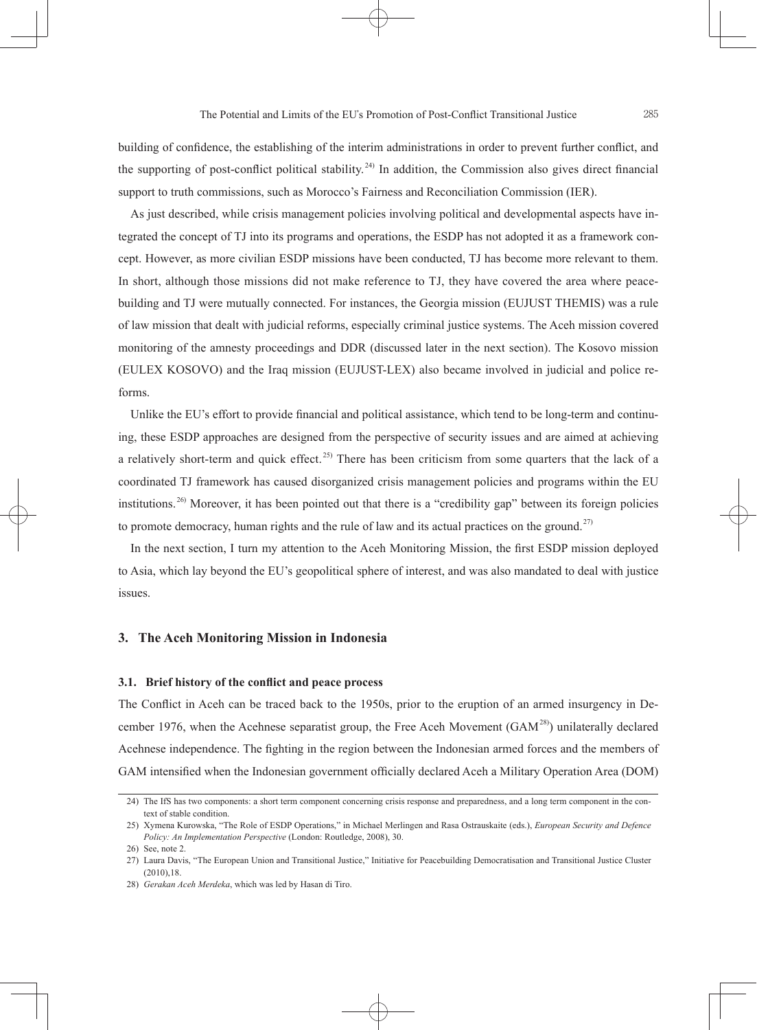building of confidence, the establishing of the interim administrations in order to prevent further conflict, and the supporting of post-conflict political stability.[24] In addition, the Commission also gives direct financial support to truth commissions, such as Morocco's Fairness and Reconciliation Commission (IER).

As just described, while crisis management policies involving political and developmental aspects have integrated the concept of TJ into its programs and operations, the ESDP has not adopted it as a framework concept. However, as more civilian ESDP missions have been conducted, TJ has become more relevant to them. In short, although those missions did not make reference to TJ, they have covered the area where peacebuilding and TJ were mutually connected. For instances, the Georgia mission (EUJUST THEMIS) was a rule of law mission that dealt with judicial reforms, especially criminal justice systems. The Aceh mission covered monitoring of the amnesty proceedings and DDR (discussed later in the next section). The Kosovo mission (EULEX KOSOVO) and the Iraq mission (EUJUST-LEX) also became involved in judicial and police reforms.

Unlike the EU's effort to provide financial and political assistance, which tend to be long-term and continuing, these ESDP approaches are designed from the perspective of security issues and are aimed at achieving a relatively short-term and quick effect.[25] There has been criticism from some quarters that the lack of a coordinated TJ framework has caused disorganized crisis management policies and programs within the EU institutions.[26] Moreover, it has been pointed out that there is a "credibility gap" between its foreign policies to promote democracy, human rights and the rule of law and its actual practices on the ground.[27]

In the next section, I turn my attention to the Aceh Monitoring Mission, the first ESDP mission deployed to Asia, which lay beyond the EU's geopolitical sphere of interest, and was also mandated to deal with justice issues.

## 3. The Aceh Monitoring Mission in Indonesia

### 3.1. Brief history of the conflict and peace process

The Conflict in Aceh can be traced back to the 1950s, prior to the eruption of an armed insurgency in December 1976, when the Acehnese separatist group, the Free Aceh Movement (GAM[28]) unilaterally declared Acehnese independence. The fighting in the region between the Indonesian armed forces and the members of GAM intensified when the Indonesian government officially declared Aceh a Military Operation Area (DOM)

---

24) The IfS has two components: a short term component concerning crisis response and preparedness, and a long term component in the context of stable condition.

25) Xymena Kurowska, "The Role of ESDP Operations," in Michael Merlingen and Rasa Ostrauskaite (eds.), *European Security and Defence Policy: An Implementation Perspective* (London: Routledge, 2008), 30.

26) See, note 2.

27) Laura Davis, "The European Union and Transitional Justice," Initiative for Peacebuilding Democratisation and Transitional Justice Cluster (2010),18.

28) *Gerakan Aceh Merdeka*, which was led by Hasan di Tiro.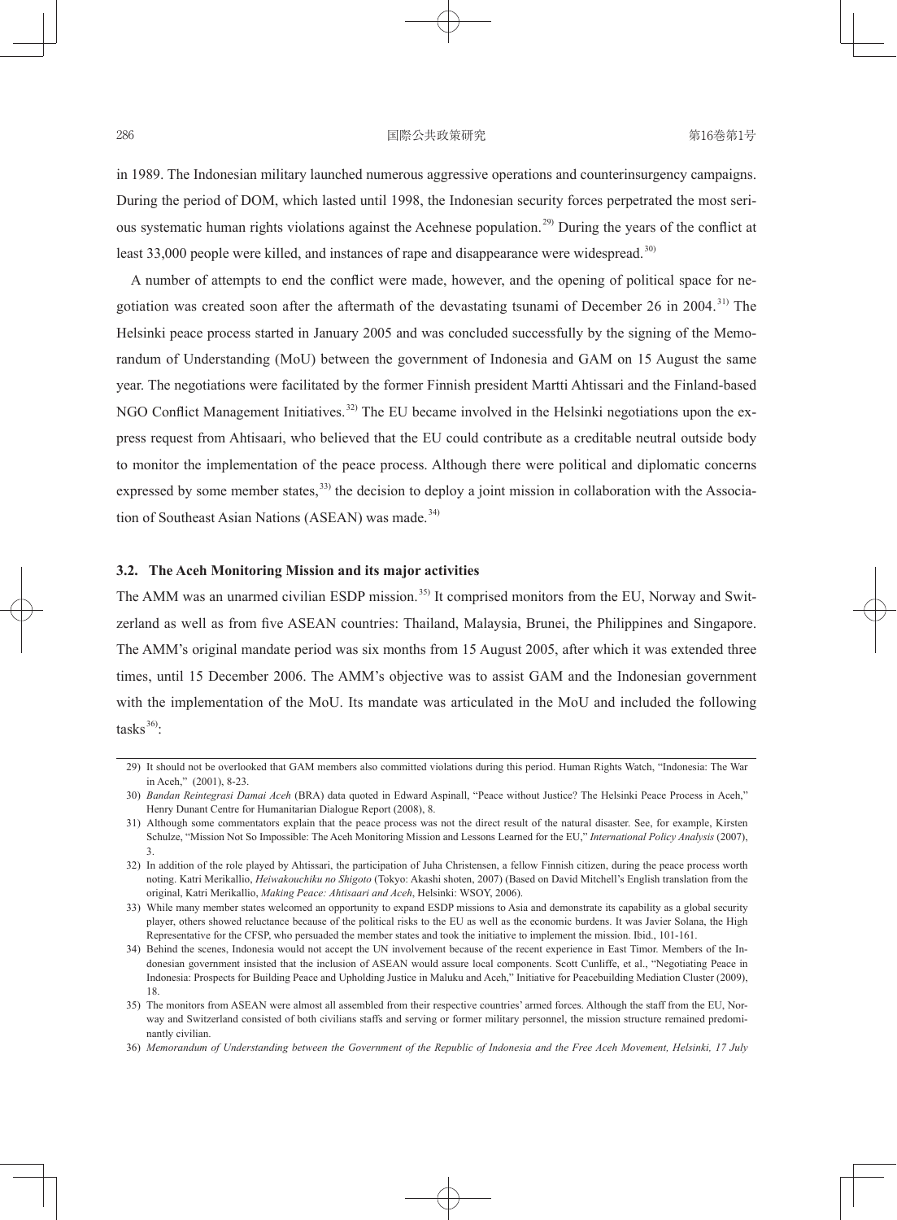in 1989. The Indonesian military launched numerous aggressive operations and counterinsurgency campaigns. During the period of DOM, which lasted until 1998, the Indonesian security forces perpetrated the most serious systematic human rights violations against the Acehnese population.[29] During the years of the conflict at least 33,000 people were killed, and instances of rape and disappearance were widespread.[30]

A number of attempts to end the conflict were made, however, and the opening of political space for negotiation was created soon after the aftermath of the devastating tsunami of December 26 in 2004.[31] The Helsinki peace process started in January 2005 and was concluded successfully by the signing of the Memorandum of Understanding (MoU) between the government of Indonesia and GAM on 15 August the same year. The negotiations were facilitated by the former Finnish president Martti Ahtissari and the Finland-based NGO Conflict Management Initiatives.[32] The EU became involved in the Helsinki negotiations upon the express request from Ahtisaari, who believed that the EU could contribute as a creditable neutral outside body to monitor the implementation of the peace process. Although there were political and diplomatic concerns expressed by some member states,[33] the decision to deploy a joint mission in collaboration with the Association of Southeast Asian Nations (ASEAN) was made.[34]

### 3.2. The Aceh Monitoring Mission and its major activities

The AMM was an unarmed civilian ESDP mission.[35] It comprised monitors from the EU, Norway and Switzerland as well as from five ASEAN countries: Thailand, Malaysia, Brunei, the Philippines and Singapore. The AMM's original mandate period was six months from 15 August 2005, after which it was extended three times, until 15 December 2006. The AMM's objective was to assist GAM and the Indonesian government with the implementation of the MoU. Its mandate was articulated in the MoU and included the following tasks[36]:

---

29) It should not be overlooked that GAM members also committed violations during this period. Human Rights Watch, "Indonesia: The War in Aceh," (2001), 8-23.

30) *Bandan Reintegrasi Damai Aceh* (BRA) data quoted in Edward Aspinall, "Peace without Justice? The Helsinki Peace Process in Aceh," Henry Dunant Centre for Humanitarian Dialogue Report (2008), 8.

31) Although some commentators explain that the peace process was not the direct result of the natural disaster. See, for example, Kirsten Schulze, "Mission Not So Impossible: The Aceh Monitoring Mission and Lessons Learned for the EU," *International Policy Analysis* (2007), 3.

32) In addition of the role played by Ahtissari, the participation of Juha Christensen, a fellow Finnish citizen, during the peace process worth noting. Katri Merikallio, *Heiwakouchiku no Shigoto* (Tokyo: Akashi shoten, 2007) (Based on David Mitchell's English translation from the original, Katri Merikallio, *Making Peace: Ahtisaari and Aceh*, Helsinki: WSOY, 2006).

33) While many member states welcomed an opportunity to expand ESDP missions to Asia and demonstrate its capability as a global security player, others showed reluctance because of the political risks to the EU as well as the economic burdens. It was Javier Solana, the High Representative for the CFSP, who persuaded the member states and took the initiative to implement the mission. Ibid., 101-161.

34) Behind the scenes, Indonesia would not accept the UN involvement because of the recent experience in East Timor. Members of the Indonesian government insisted that the inclusion of ASEAN would assure local components. Scott Cunliffe, et al., "Negotiating Peace in Indonesia: Prospects for Building Peace and Upholding Justice in Maluku and Aceh," Initiative for Peacebuilding Mediation Cluster (2009), 18.

35) The monitors from ASEAN were almost all assembled from their respective countries' armed forces. Although the staff from the EU, Norway and Switzerland consisted of both civilians staffs and serving or former military personnel, the mission structure remained predominantly civilian.

36) *Memorandum of Understanding between the Government of the Republic of Indonesia and the Free Aceh Movement, Helsinki, 17 July*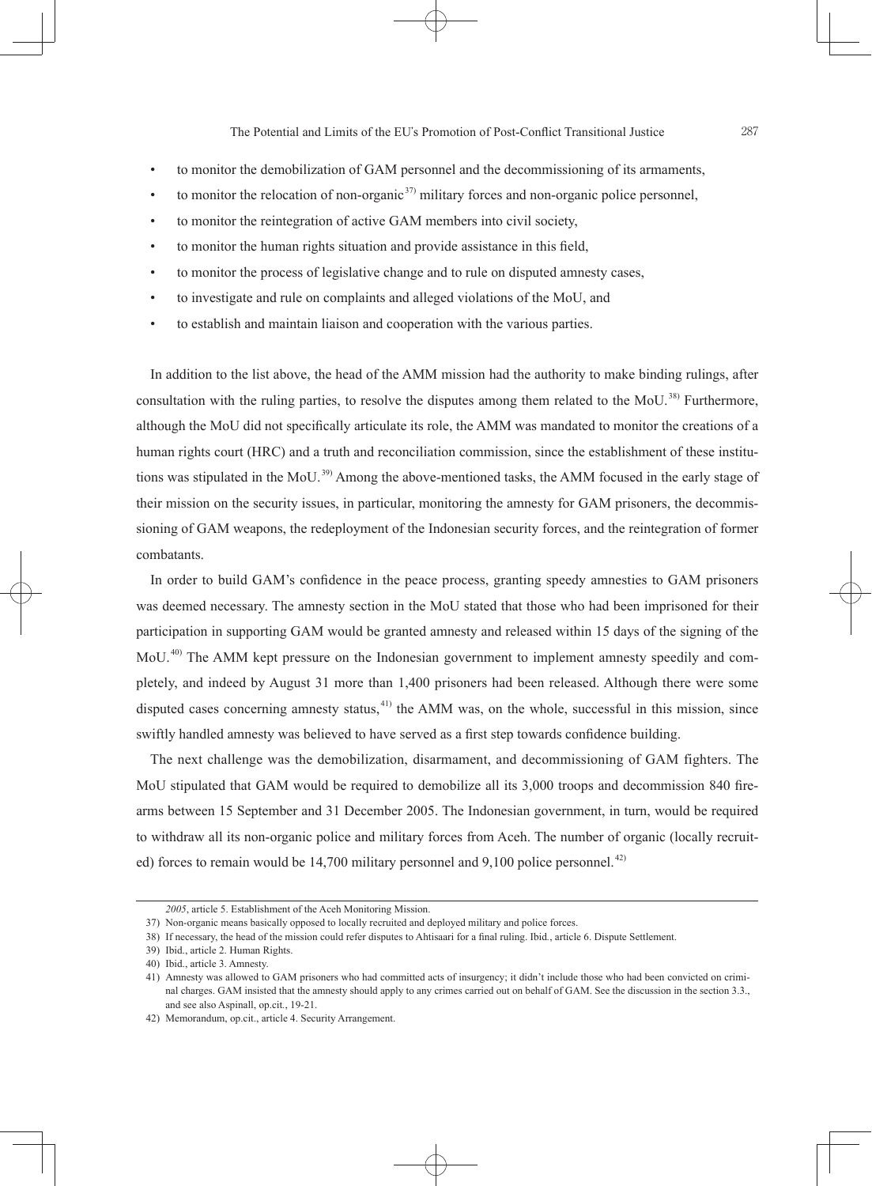- to monitor the demobilization of GAM personnel and the decommissioning of its armaments,
- to monitor the relocation of non-organic[37] military forces and non-organic police personnel,
- to monitor the reintegration of active GAM members into civil society,
- to monitor the human rights situation and provide assistance in this field,
- to monitor the process of legislative change and to rule on disputed amnesty cases,
- to investigate and rule on complaints and alleged violations of the MoU, and
- to establish and maintain liaison and cooperation with the various parties.

In addition to the list above, the head of the AMM mission had the authority to make binding rulings, after consultation with the ruling parties, to resolve the disputes among them related to the MoU.[38] Furthermore, although the MoU did not specifically articulate its role, the AMM was mandated to monitor the creations of a human rights court (HRC) and a truth and reconciliation commission, since the establishment of these institutions was stipulated in the MoU.[39] Among the above-mentioned tasks, the AMM focused in the early stage of their mission on the security issues, in particular, monitoring the amnesty for GAM prisoners, the decommissioning of GAM weapons, the redeployment of the Indonesian security forces, and the reintegration of former combatants.

In order to build GAM's confidence in the peace process, granting speedy amnesties to GAM prisoners was deemed necessary. The amnesty section in the MoU stated that those who had been imprisoned for their participation in supporting GAM would be granted amnesty and released within 15 days of the signing of the MoU.[40] The AMM kept pressure on the Indonesian government to implement amnesty speedily and completely, and indeed by August 31 more than 1,400 prisoners had been released. Although there were some disputed cases concerning amnesty status,[41] the AMM was, on the whole, successful in this mission, since swiftly handled amnesty was believed to have served as a first step towards confidence building.

The next challenge was the demobilization, disarmament, and decommissioning of GAM fighters. The MoU stipulated that GAM would be required to demobilize all its 3,000 troops and decommission 840 firearms between 15 September and 31 December 2005. The Indonesian government, in turn, would be required to withdraw all its non-organic police and military forces from Aceh. The number of organic (locally recruited) forces to remain would be 14,700 military personnel and 9,100 police personnel.[42]

---

*2005*, article 5. Establishment of the Aceh Monitoring Mission.

37) Non-organic means basically opposed to locally recruited and deployed military and police forces.

38) If necessary, the head of the mission could refer disputes to Ahtisaari for a final ruling. Ibid., article 6. Dispute Settlement.

39) Ibid., article 2. Human Rights.

40) Ibid., article 3. Amnesty.

41) Amnesty was allowed to GAM prisoners who had committed acts of insurgency; it didn't include those who had been convicted on criminal charges. GAM insisted that the amnesty should apply to any crimes carried out on behalf of GAM. See the discussion in the section 3.3., and see also Aspinall, op.cit., 19-21.

42) Memorandum, op.cit., article 4. Security Arrangement.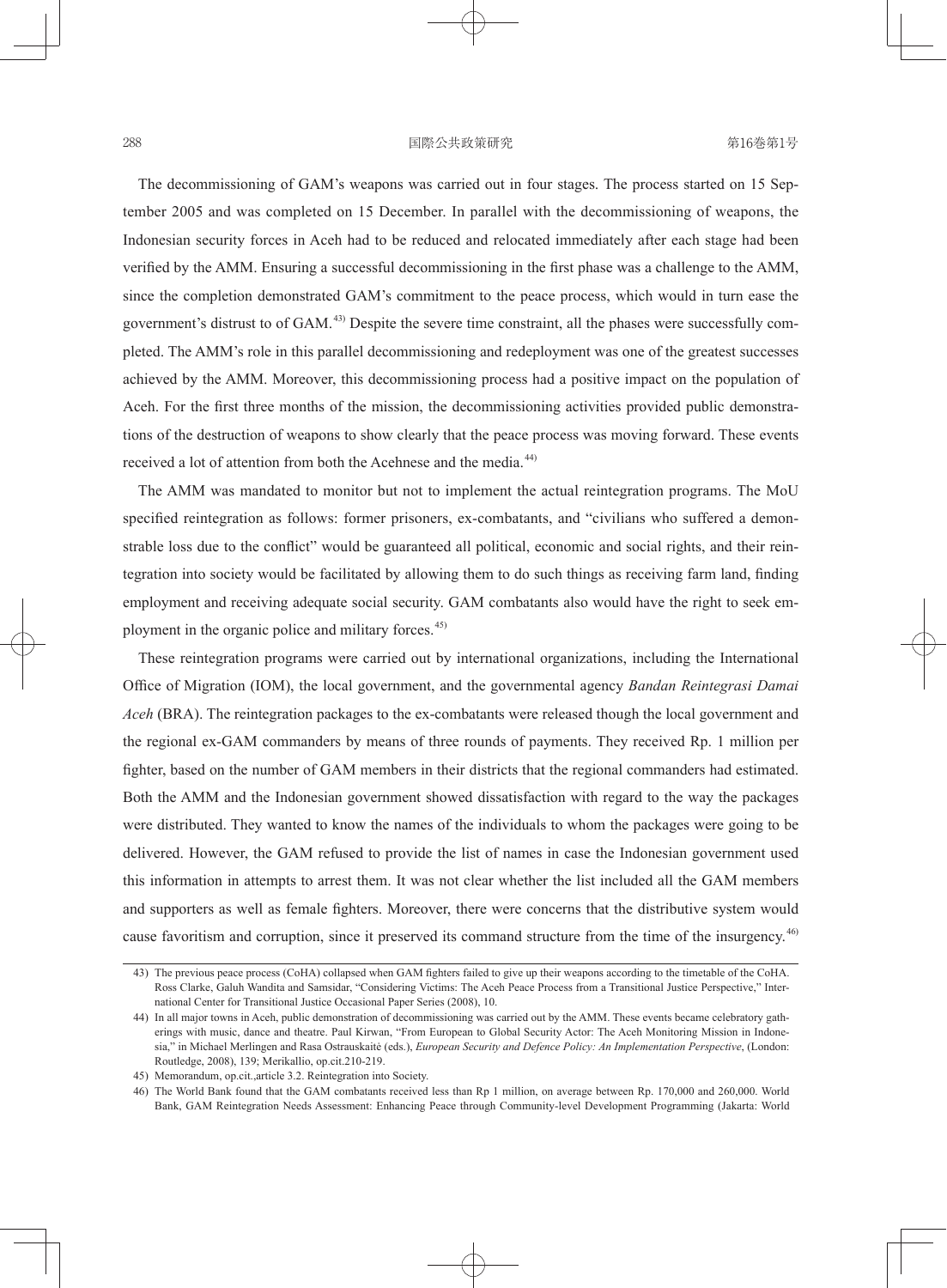The decommissioning of GAM's weapons was carried out in four stages. The process started on 15 September 2005 and was completed on 15 December. In parallel with the decommissioning of weapons, the Indonesian security forces in Aceh had to be reduced and relocated immediately after each stage had been verified by the AMM. Ensuring a successful decommissioning in the first phase was a challenge to the AMM, since the completion demonstrated GAM's commitment to the peace process, which would in turn ease the government's distrust to of GAM.[43] Despite the severe time constraint, all the phases were successfully completed. The AMM's role in this parallel decommissioning and redeployment was one of the greatest successes achieved by the AMM. Moreover, this decommissioning process had a positive impact on the population of Aceh. For the first three months of the mission, the decommissioning activities provided public demonstrations of the destruction of weapons to show clearly that the peace process was moving forward. These events received a lot of attention from both the Acehnese and the media.[44]

The AMM was mandated to monitor but not to implement the actual reintegration programs. The MoU specified reintegration as follows: former prisoners, ex-combatants, and "civilians who suffered a demonstrable loss due to the conflict" would be guaranteed all political, economic and social rights, and their reintegration into society would be facilitated by allowing them to do such things as receiving farm land, finding employment and receiving adequate social security. GAM combatants also would have the right to seek employment in the organic police and military forces.[45]

These reintegration programs were carried out by international organizations, including the International Office of Migration (IOM), the local government, and the governmental agency *Bandan Reintegrasi Damai Aceh* (BRA). The reintegration packages to the ex-combatants were released though the local government and the regional ex-GAM commanders by means of three rounds of payments. They received Rp. 1 million per fighter, based on the number of GAM members in their districts that the regional commanders had estimated. Both the AMM and the Indonesian government showed dissatisfaction with regard to the way the packages were distributed. They wanted to know the names of the individuals to whom the packages were going to be delivered. However, the GAM refused to provide the list of names in case the Indonesian government used this information in attempts to arrest them. It was not clear whether the list included all the GAM members and supporters as well as female fighters. Moreover, there were concerns that the distributive system would cause favoritism and corruption, since it preserved its command structure from the time of the insurgency.[46]

---

43) The previous peace process (CoHA) collapsed when GAM fighters failed to give up their weapons according to the timetable of the CoHA. Ross Clarke, Galuh Wandita and Samsidar, "Considering Victims: The Aceh Peace Process from a Transitional Justice Perspective," International Center for Transitional Justice Occasional Paper Series (2008), 10.

44) In all major towns in Aceh, public demonstration of decommissioning was carried out by the AMM. These events became celebratory gatherings with music, dance and theatre. Paul Kirwan, "From European to Global Security Actor: The Aceh Monitoring Mission in Indonesia," in Michael Merlingen and Rasa Ostrauskaitė (eds.), *European Security and Defence Policy: An Implementation Perspective*, (London: Routledge, 2008), 139; Merikallio, op.cit.210-219.

45) Memorandum, op.cit.,article 3.2. Reintegration into Society.

46) The World Bank found that the GAM combatants received less than Rp 1 million, on average between Rp. 170,000 and 260,000. World Bank, GAM Reintegration Needs Assessment: Enhancing Peace through Community-level Development Programming (Jakarta: World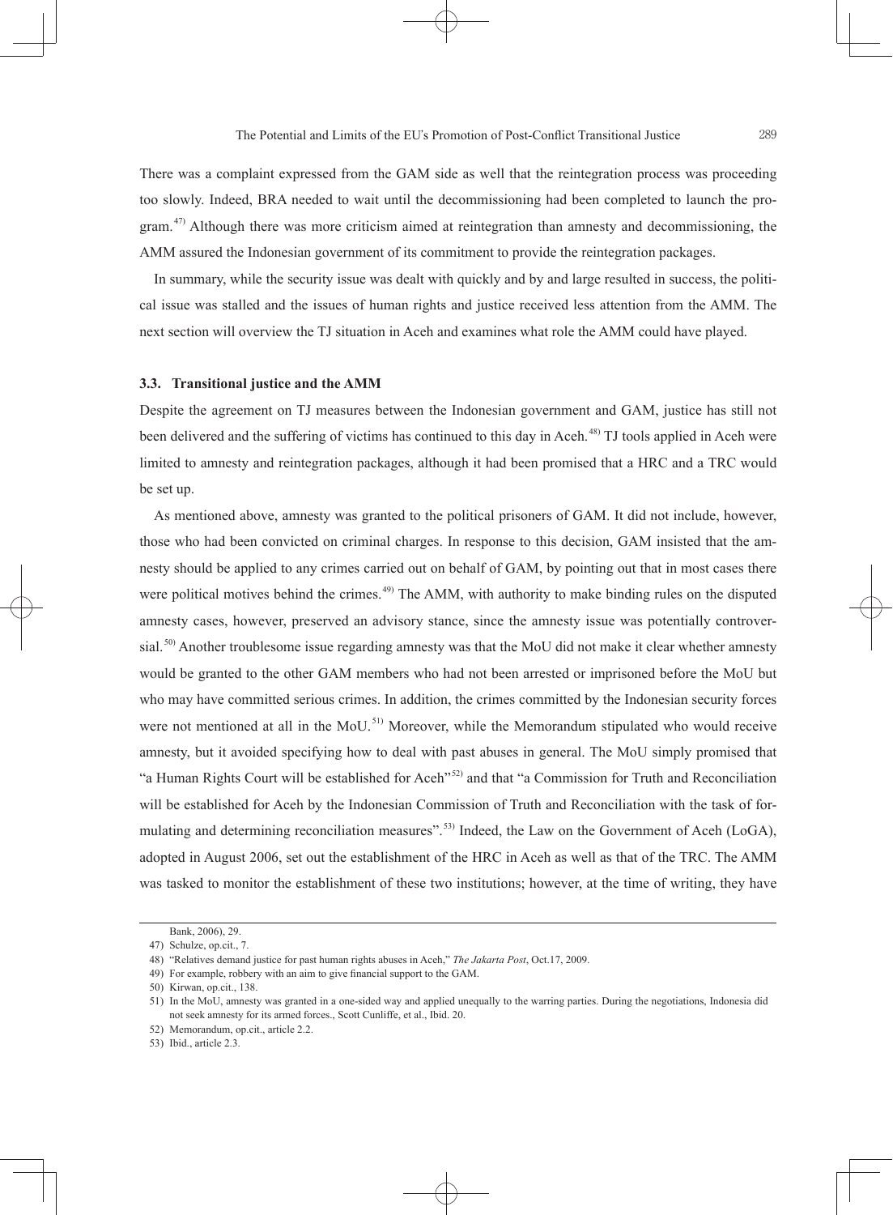There was a complaint expressed from the GAM side as well that the reintegration process was proceeding too slowly. Indeed, BRA needed to wait until the decommissioning had been completed to launch the program.[47] Although there was more criticism aimed at reintegration than amnesty and decommissioning, the AMM assured the Indonesian government of its commitment to provide the reintegration packages.

In summary, while the security issue was dealt with quickly and by and large resulted in success, the political issue was stalled and the issues of human rights and justice received less attention from the AMM. The next section will overview the TJ situation in Aceh and examines what role the AMM could have played.

### 3.3. Transitional justice and the AMM

Despite the agreement on TJ measures between the Indonesian government and GAM, justice has still not been delivered and the suffering of victims has continued to this day in Aceh.[48] TJ tools applied in Aceh were limited to amnesty and reintegration packages, although it had been promised that a HRC and a TRC would be set up.

As mentioned above, amnesty was granted to the political prisoners of GAM. It did not include, however, those who had been convicted on criminal charges. In response to this decision, GAM insisted that the amnesty should be applied to any crimes carried out on behalf of GAM, by pointing out that in most cases there were political motives behind the crimes.[49] The AMM, with authority to make binding rules on the disputed amnesty cases, however, preserved an advisory stance, since the amnesty issue was potentially controversial.[50] Another troublesome issue regarding amnesty was that the MoU did not make it clear whether amnesty would be granted to the other GAM members who had not been arrested or imprisoned before the MoU but who may have committed serious crimes. In addition, the crimes committed by the Indonesian security forces were not mentioned at all in the MoU.[51] Moreover, while the Memorandum stipulated who would receive amnesty, but it avoided specifying how to deal with past abuses in general. The MoU simply promised that "a Human Rights Court will be established for Aceh"[52] and that "a Commission for Truth and Reconciliation will be established for Aceh by the Indonesian Commission of Truth and Reconciliation with the task of formulating and determining reconciliation measures".[53] Indeed, the Law on the Government of Aceh (LoGA), adopted in August 2006, set out the establishment of the HRC in Aceh as well as that of the TRC. The AMM was tasked to monitor the establishment of these two institutions; however, at the time of writing, they have

---

Bank, 2006), 29.

47) Schulze, op.cit., 7.

48) "Relatives demand justice for past human rights abuses in Aceh," *The Jakarta Post*, Oct.17, 2009.

49) For example, robbery with an aim to give financial support to the GAM.

50) Kirwan, op.cit., 138.

51) In the MoU, amnesty was granted in a one-sided way and applied unequally to the warring parties. During the negotiations, Indonesia did not seek amnesty for its armed forces., Scott Cunliffe, et al., Ibid. 20.

52) Memorandum, op.cit., article 2.2.

53) Ibid., article 2.3.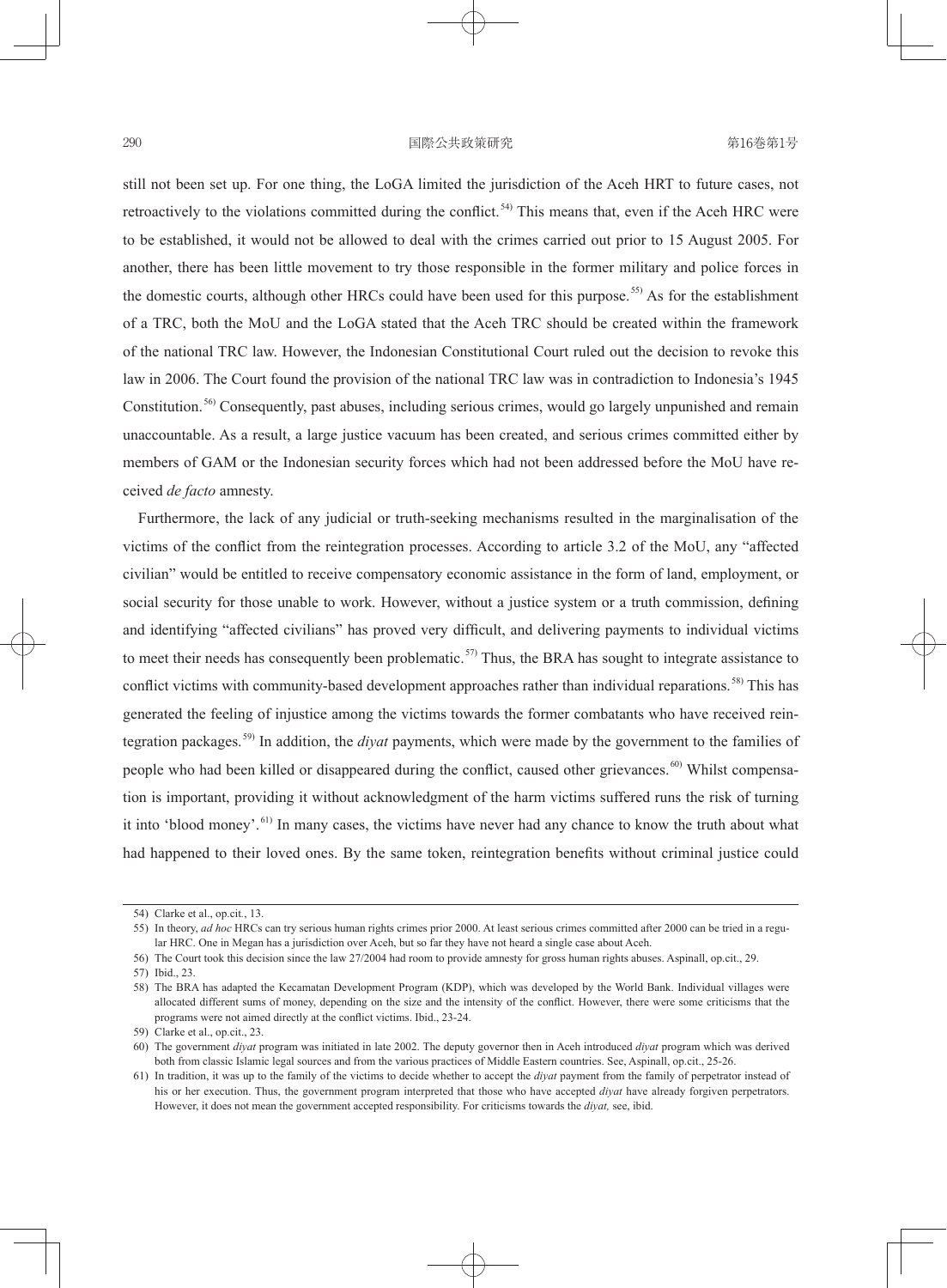still not been set up. For one thing, the LoGA limited the jurisdiction of the Aceh HRT to future cases, not retroactively to the violations committed during the conflict.[54] This means that, even if the Aceh HRC were to be established, it would not be allowed to deal with the crimes carried out prior to 15 August 2005. For another, there has been little movement to try those responsible in the former military and police forces in the domestic courts, although other HRCs could have been used for this purpose.[55] As for the establishment of a TRC, both the MoU and the LoGA stated that the Aceh TRC should be created within the framework of the national TRC law. However, the Indonesian Constitutional Court ruled out the decision to revoke this law in 2006. The Court found the provision of the national TRC law was in contradiction to Indonesia's 1945 Constitution.[56] Consequently, past abuses, including serious crimes, would go largely unpunished and remain unaccountable. As a result, a large justice vacuum has been created, and serious crimes committed either by members of GAM or the Indonesian security forces which had not been addressed before the MoU have received *de facto* amnesty.

Furthermore, the lack of any judicial or truth-seeking mechanisms resulted in the marginalisation of the victims of the conflict from the reintegration processes. According to article 3.2 of the MoU, any "affected civilian" would be entitled to receive compensatory economic assistance in the form of land, employment, or social security for those unable to work. However, without a justice system or a truth commission, defining and identifying "affected civilians" has proved very difficult, and delivering payments to individual victims to meet their needs has consequently been problematic.[57] Thus, the BRA has sought to integrate assistance to conflict victims with community-based development approaches rather than individual reparations.[58] This has generated the feeling of injustice among the victims towards the former combatants who have received reintegration packages.[59] In addition, the *diyat* payments, which were made by the government to the families of people who had been killed or disappeared during the conflict, caused other grievances.[60] Whilst compensation is important, providing it without acknowledgment of the harm victims suffered runs the risk of turning it into 'blood money'.[61] In many cases, the victims have never had any chance to know the truth about what had happened to their loved ones. By the same token, reintegration benefits without criminal justice could

---

54) Clarke et al., op.cit., 13.

55) In theory, *ad hoc* HRCs can try serious human rights crimes prior 2000. At least serious crimes committed after 2000 can be tried in a regular HRC. One in Megan has a jurisdiction over Aceh, but so far they have not heard a single case about Aceh.

56) The Court took this decision since the law 27/2004 had room to provide amnesty for gross human rights abuses. Aspinall, op.cit., 29.

57) Ibid., 23.

58) The BRA has adapted the Kecamatan Development Program (KDP), which was developed by the World Bank. Individual villages were allocated different sums of money, depending on the size and the intensity of the conflict. However, there were some criticisms that the programs were not aimed directly at the conflict victims. Ibid., 23-24.

59) Clarke et al., op.cit., 23.

60) The government *diyat* program was initiated in late 2002. The deputy governor then in Aceh introduced *diyat* program which was derived both from classic Islamic legal sources and from the various practices of Middle Eastern countries. See, Aspinall, op.cit., 25-26.

61) In tradition, it was up to the family of the victims to decide whether to accept the *diyat* payment from the family of perpetrator instead of his or her execution. Thus, the government program interpreted that those who have accepted *diyat* have already forgiven perpetrators. However, it does not mean the government accepted responsibility. For criticisms towards the *diyat,* see, ibid.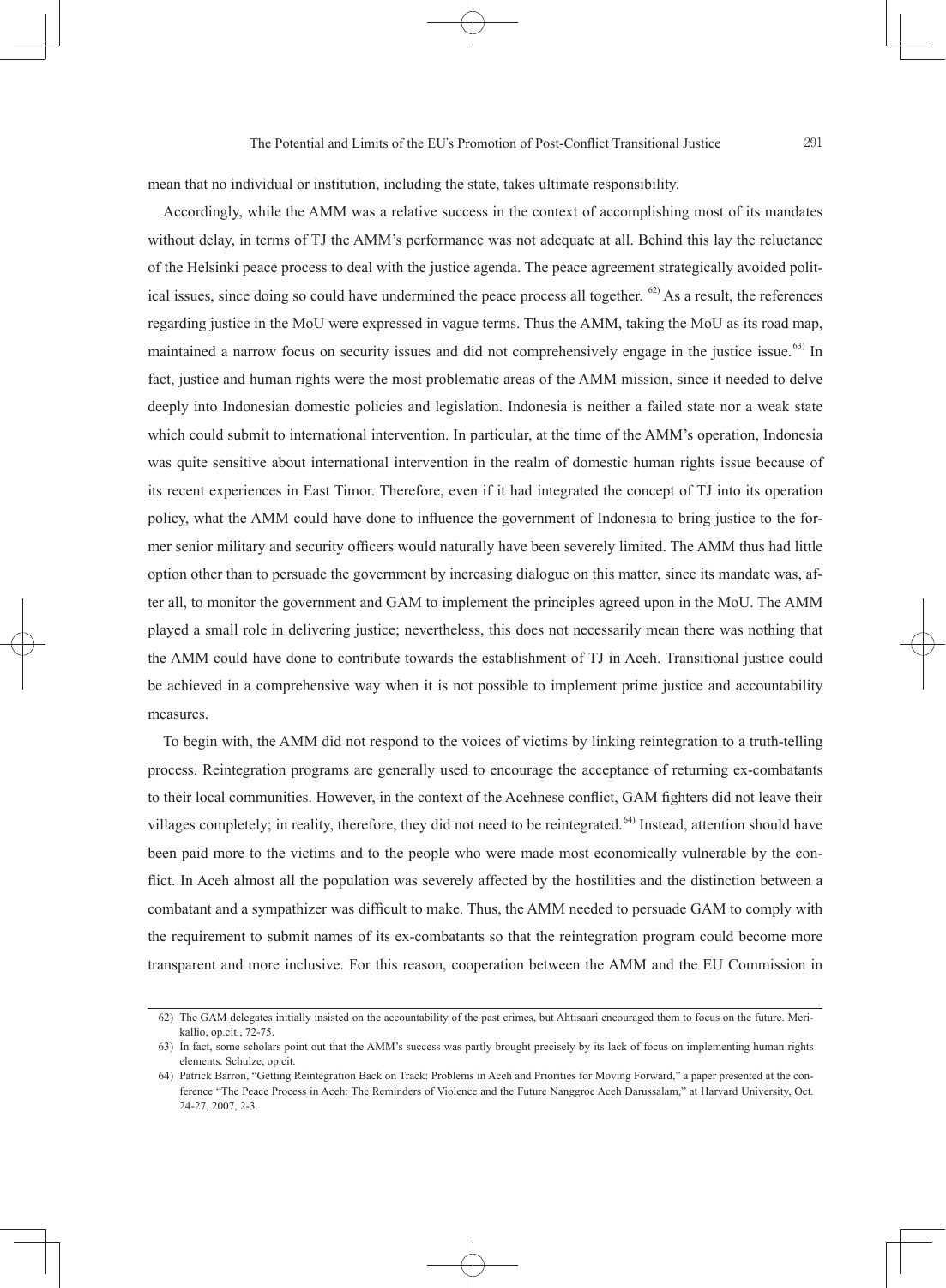mean that no individual or institution, including the state, takes ultimate responsibility.

Accordingly, while the AMM was a relative success in the context of accomplishing most of its mandates without delay, in terms of TJ the AMM's performance was not adequate at all. Behind this lay the reluctance of the Helsinki peace process to deal with the justice agenda. The peace agreement strategically avoided political issues, since doing so could have undermined the peace process all together. [62] As a result, the references regarding justice in the MoU were expressed in vague terms. Thus the AMM, taking the MoU as its road map, maintained a narrow focus on security issues and did not comprehensively engage in the justice issue.[63] In fact, justice and human rights were the most problematic areas of the AMM mission, since it needed to delve deeply into Indonesian domestic policies and legislation. Indonesia is neither a failed state nor a weak state which could submit to international intervention. In particular, at the time of the AMM's operation, Indonesia was quite sensitive about international intervention in the realm of domestic human rights issue because of its recent experiences in East Timor. Therefore, even if it had integrated the concept of TJ into its operation policy, what the AMM could have done to influence the government of Indonesia to bring justice to the former senior military and security officers would naturally have been severely limited. The AMM thus had little option other than to persuade the government by increasing dialogue on this matter, since its mandate was, after all, to monitor the government and GAM to implement the principles agreed upon in the MoU. The AMM played a small role in delivering justice; nevertheless, this does not necessarily mean there was nothing that the AMM could have done to contribute towards the establishment of TJ in Aceh. Transitional justice could be achieved in a comprehensive way when it is not possible to implement prime justice and accountability measures.

To begin with, the AMM did not respond to the voices of victims by linking reintegration to a truth-telling process. Reintegration programs are generally used to encourage the acceptance of returning ex-combatants to their local communities. However, in the context of the Acehnese conflict, GAM fighters did not leave their villages completely; in reality, therefore, they did not need to be reintegrated.[64] Instead, attention should have been paid more to the victims and to the people who were made most economically vulnerable by the conflict. In Aceh almost all the population was severely affected by the hostilities and the distinction between a combatant and a sympathizer was difficult to make. Thus, the AMM needed to persuade GAM to comply with the requirement to submit names of its ex-combatants so that the reintegration program could become more transparent and more inclusive. For this reason, cooperation between the AMM and the EU Commission in

---

62) The GAM delegates initially insisted on the accountability of the past crimes, but Ahtisaari encouraged them to focus on the future. Merikallio, op.cit., 72-75.

63) In fact, some scholars point out that the AMM's success was partly brought precisely by its lack of focus on implementing human rights elements. Schulze, op.cit.

64) Patrick Barron, "Getting Reintegration Back on Track: Problems in Aceh and Priorities for Moving Forward," a paper presented at the conference "The Peace Process in Aceh: The Reminders of Violence and the Future Nanggroe Aceh Darussalam," at Harvard University, Oct. 24-27, 2007, 2-3.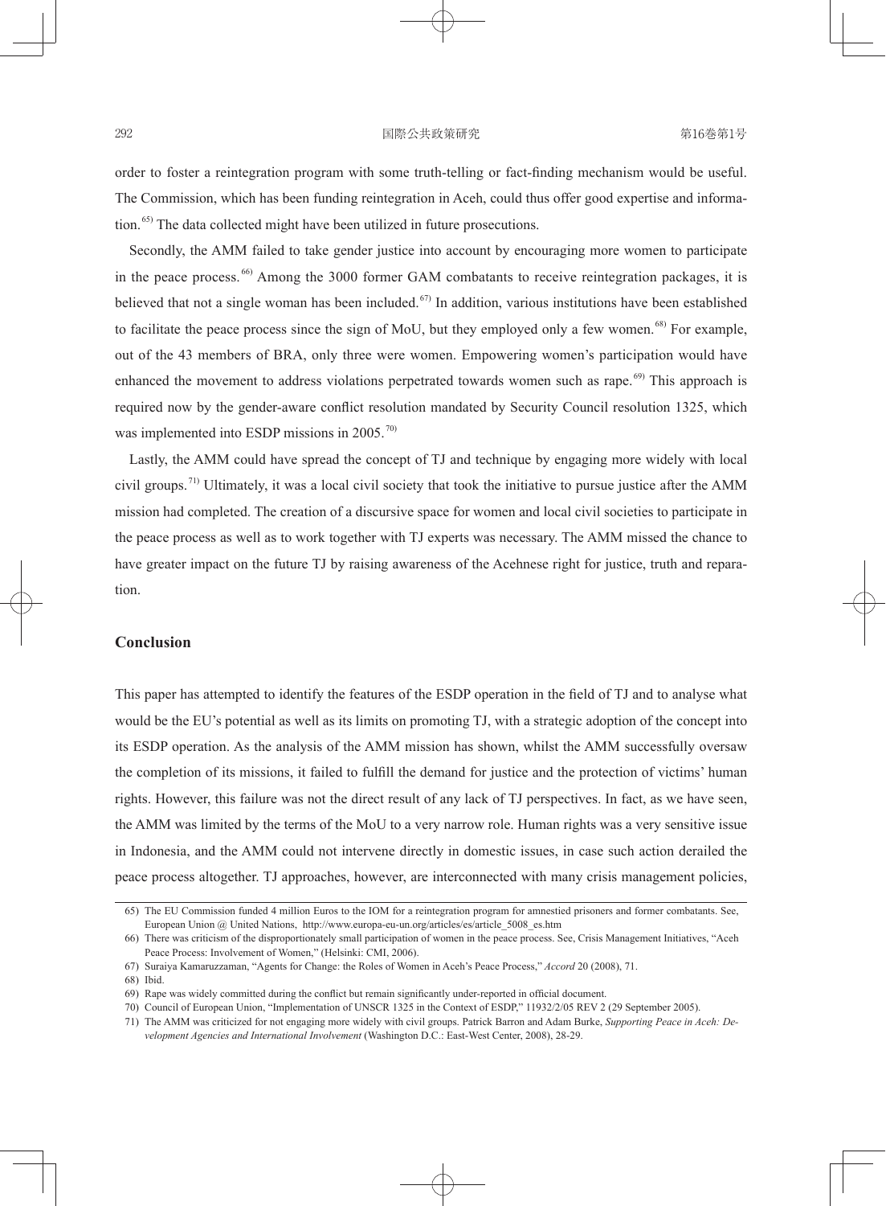order to foster a reintegration program with some truth-telling or fact-finding mechanism would be useful. The Commission, which has been funding reintegration in Aceh, could thus offer good expertise and information.[65] The data collected might have been utilized in future prosecutions.

Secondly, the AMM failed to take gender justice into account by encouraging more women to participate in the peace process.[66] Among the 3000 former GAM combatants to receive reintegration packages, it is believed that not a single woman has been included.[67] In addition, various institutions have been established to facilitate the peace process since the sign of MoU, but they employed only a few women.[68] For example, out of the 43 members of BRA, only three were women. Empowering women's participation would have enhanced the movement to address violations perpetrated towards women such as rape.[69] This approach is required now by the gender-aware conflict resolution mandated by Security Council resolution 1325, which was implemented into ESDP missions in 2005.[70]

Lastly, the AMM could have spread the concept of TJ and technique by engaging more widely with local civil groups.[71] Ultimately, it was a local civil society that took the initiative to pursue justice after the AMM mission had completed. The creation of a discursive space for women and local civil societies to participate in the peace process as well as to work together with TJ experts was necessary. The AMM missed the chance to have greater impact on the future TJ by raising awareness of the Acehnese right for justice, truth and reparation.

## Conclusion

This paper has attempted to identify the features of the ESDP operation in the field of TJ and to analyse what would be the EU's potential as well as its limits on promoting TJ, with a strategic adoption of the concept into its ESDP operation. As the analysis of the AMM mission has shown, whilst the AMM successfully oversaw the completion of its missions, it failed to fulfill the demand for justice and the protection of victims' human rights. However, this failure was not the direct result of any lack of TJ perspectives. In fact, as we have seen, the AMM was limited by the terms of the MoU to a very narrow role. Human rights was a very sensitive issue in Indonesia, and the AMM could not intervene directly in domestic issues, in case such action derailed the peace process altogether. TJ approaches, however, are interconnected with many crisis management policies,

---

65) The EU Commission funded 4 million Euros to the IOM for a reintegration program for amnestied prisoners and former combatants. See, European Union @ United Nations, http://www.europa-eu-un.org/articles/es/article_5008_es.htm

66) There was criticism of the disproportionately small participation of women in the peace process. See, Crisis Management Initiatives, "Aceh Peace Process: Involvement of Women," (Helsinki: CMI, 2006).

67) Suraiya Kamaruzzaman, "Agents for Change: the Roles of Women in Aceh's Peace Process," *Accord* 20 (2008), 71.

68) Ibid.

69) Rape was widely committed during the conflict but remain significantly under-reported in official document.

70) Council of European Union, "Implementation of UNSCR 1325 in the Context of ESDP," 11932/2/05 REV 2 (29 September 2005).

71) The AMM was criticized for not engaging more widely with civil groups. Patrick Barron and Adam Burke, *Supporting Peace in Aceh: Development Agencies and International Involvement* (Washington D.C.: East-West Center, 2008), 28-29.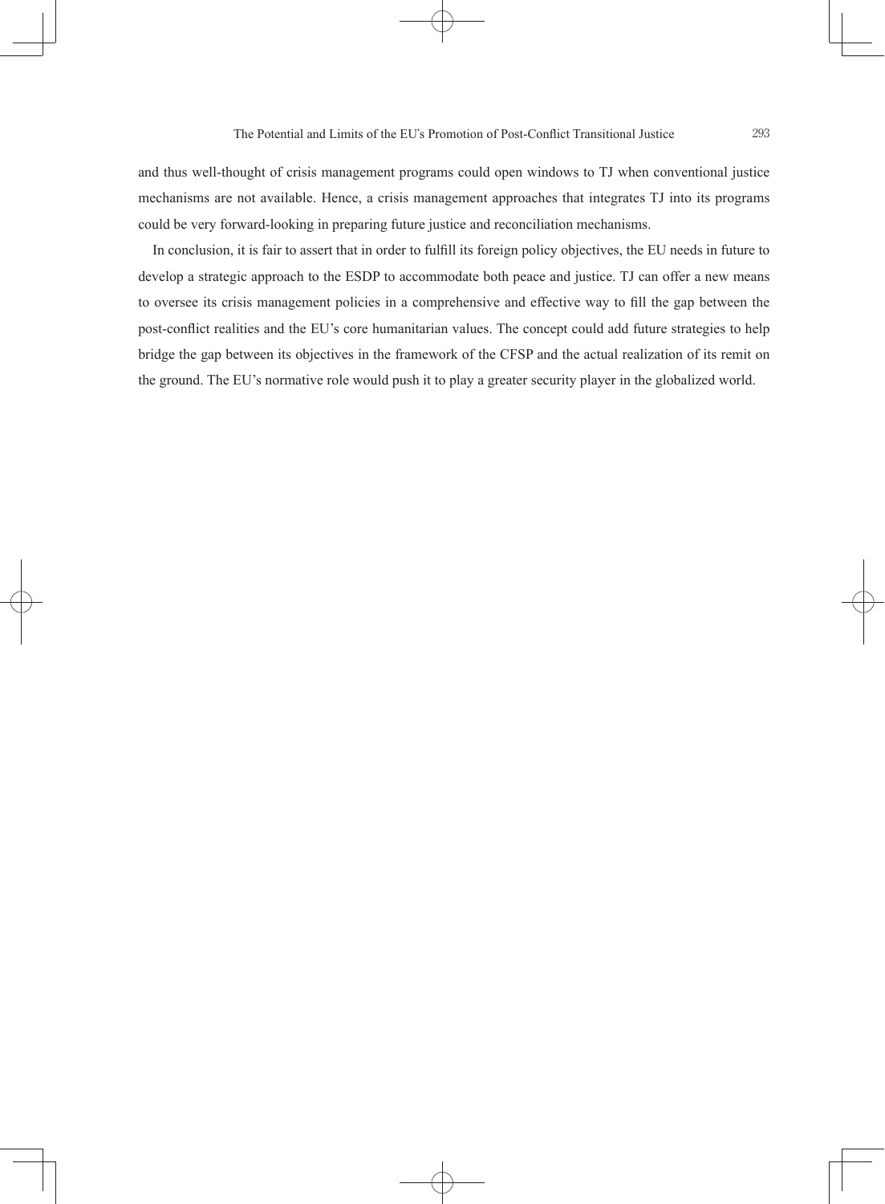and thus well-thought of crisis management programs could open windows to TJ when conventional justice mechanisms are not available. Hence, a crisis management approaches that integrates TJ into its programs could be very forward-looking in preparing future justice and reconciliation mechanisms.

In conclusion, it is fair to assert that in order to fulfill its foreign policy objectives, the EU needs in future to develop a strategic approach to the ESDP to accommodate both peace and justice. TJ can offer a new means to oversee its crisis management policies in a comprehensive and effective way to fill the gap between the post-conflict realities and the EU's core humanitarian values. The concept could add future strategies to help bridge the gap between its objectives in the framework of the CFSP and the actual realization of its remit on the ground. The EU's normative role would push it to play a greater security player in the globalized world.